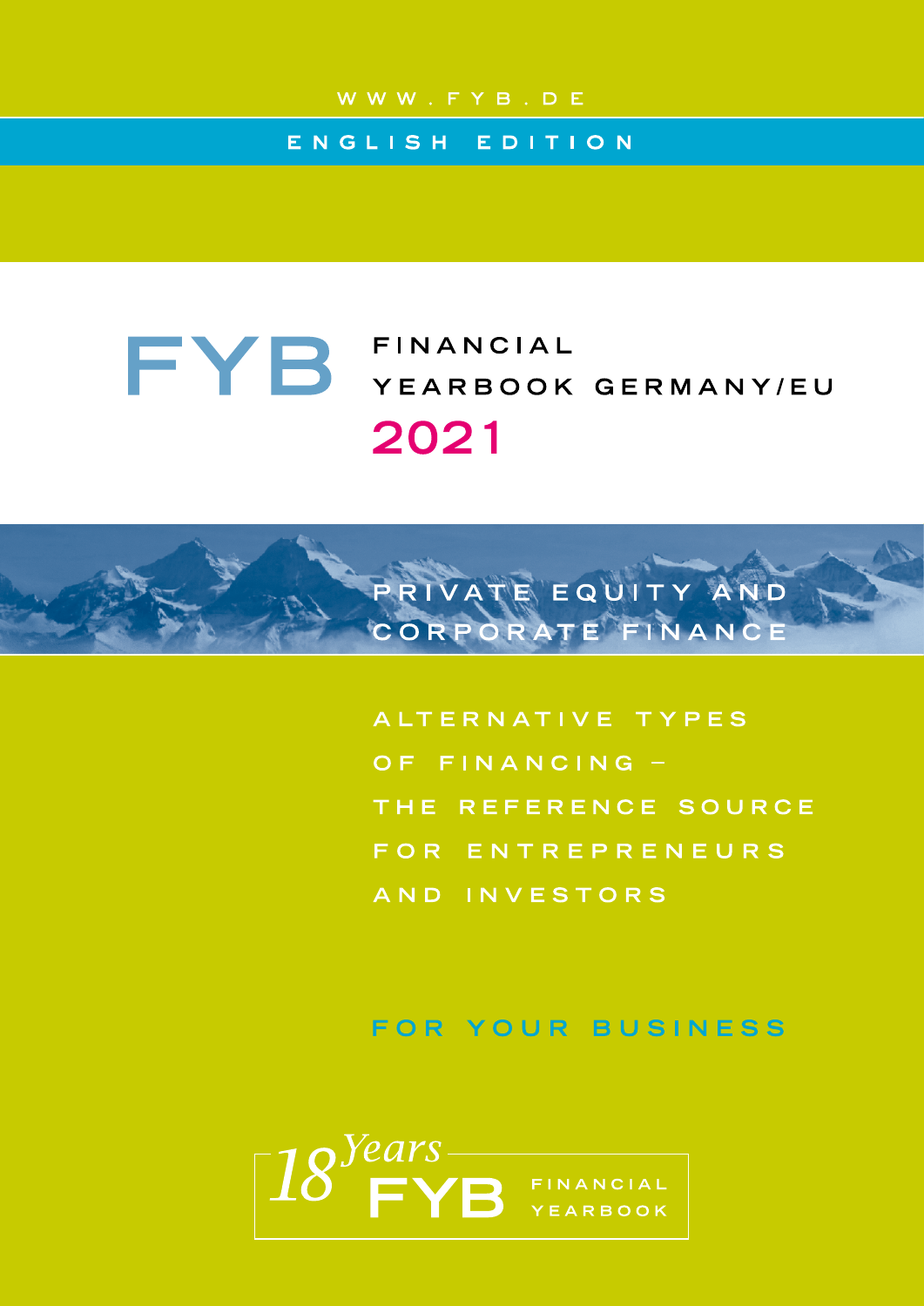WWW.FYB.DE

ENGLISH EDITION

# FYB FINANCIAL YEARBOOK GERMANY/EU 2021

## PRIVATE EQUITY AND CORPORATE FINANCE

ALTERNATIVE TYPES OF FINANCING – THE REFERENCE SOURCE FOR ENTREPRENEURS AND INVESTORS

FOR YOUR BUSINESS

*18 Years* FYB FINANCIAL YEARBOOK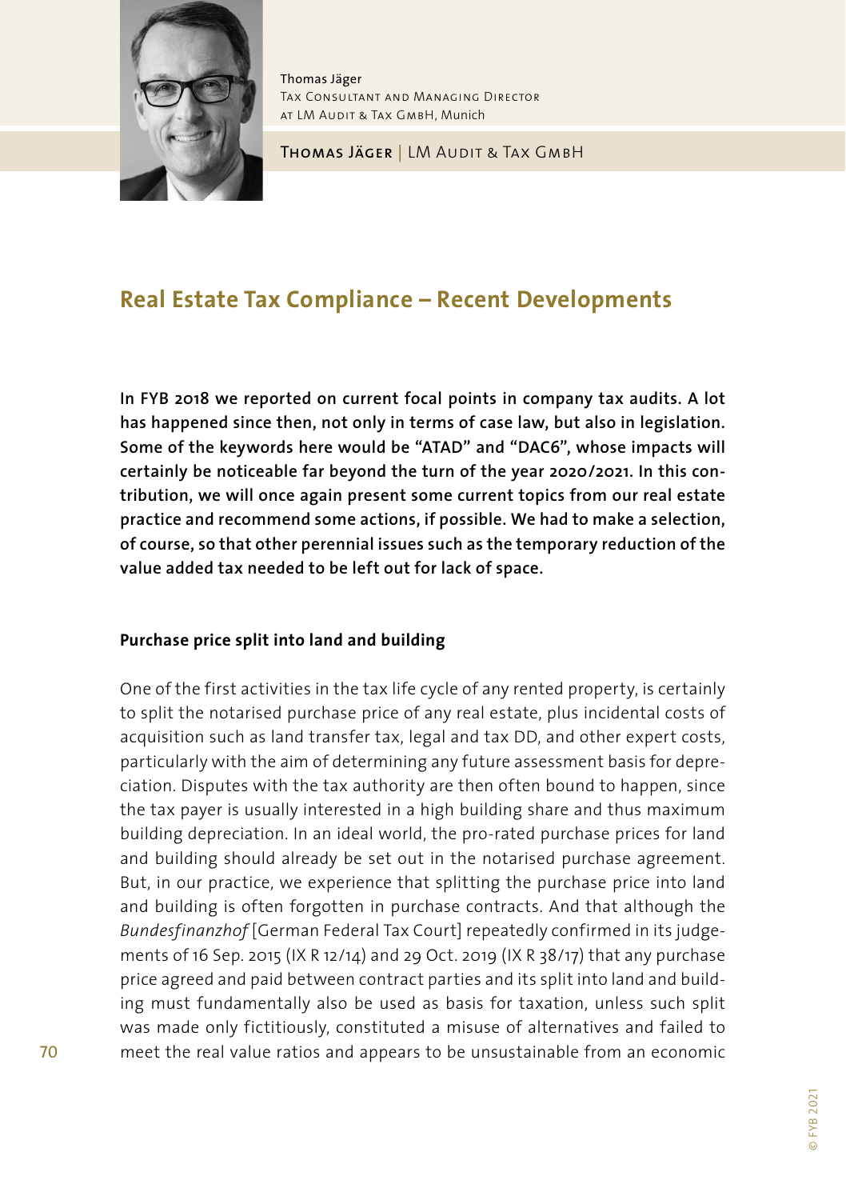Thomas Jäger
Tax Consultant and Managing Director
at LM Audit & Tax GmbH, Munich

Thomas Jäger | LM Audit & Tax GmbH

# Real Estate Tax Compliance – Recent Developments

**In FYB 2018 we reported on current focal points in company tax audits. A lot has happened since then, not only in terms of case law, but also in legislation. Some of the keywords here would be "ATAD" and "DAC6", whose impacts will certainly be noticeable far beyond the turn of the year 2020/2021. In this contribution, we will once again present some current topics from our real estate practice and recommend some actions, if possible. We had to make a selection, of course, so that other perennial issues such as the temporary reduction of the value added tax needed to be left out for lack of space.**

## Purchase price split into land and building

One of the first activities in the tax life cycle of any rented property, is certainly to split the notarised purchase price of any real estate, plus incidental costs of acquisition such as land transfer tax, legal and tax DD, and other expert costs, particularly with the aim of determining any future assessment basis for depreciation. Disputes with the tax authority are then often bound to happen, since the tax payer is usually interested in a high building share and thus maximum building depreciation. In an ideal world, the pro-rated purchase prices for land and building should already be set out in the notarised purchase agreement. But, in our practice, we experience that splitting the purchase price into land and building is often forgotten in purchase contracts. And that although the *Bundesfinanzhof* [German Federal Tax Court] repeatedly confirmed in its judgements of 16 Sep. 2015 (IX R 12/14) and 29 Oct. 2019 (IX R 38/17) that any purchase price agreed and paid between contract parties and its split into land and building must fundamentally also be used as basis for taxation, unless such split was made only fictitiously, constituted a misuse of alternatives and failed to meet the real value ratios and appears to be unsustainable from an economic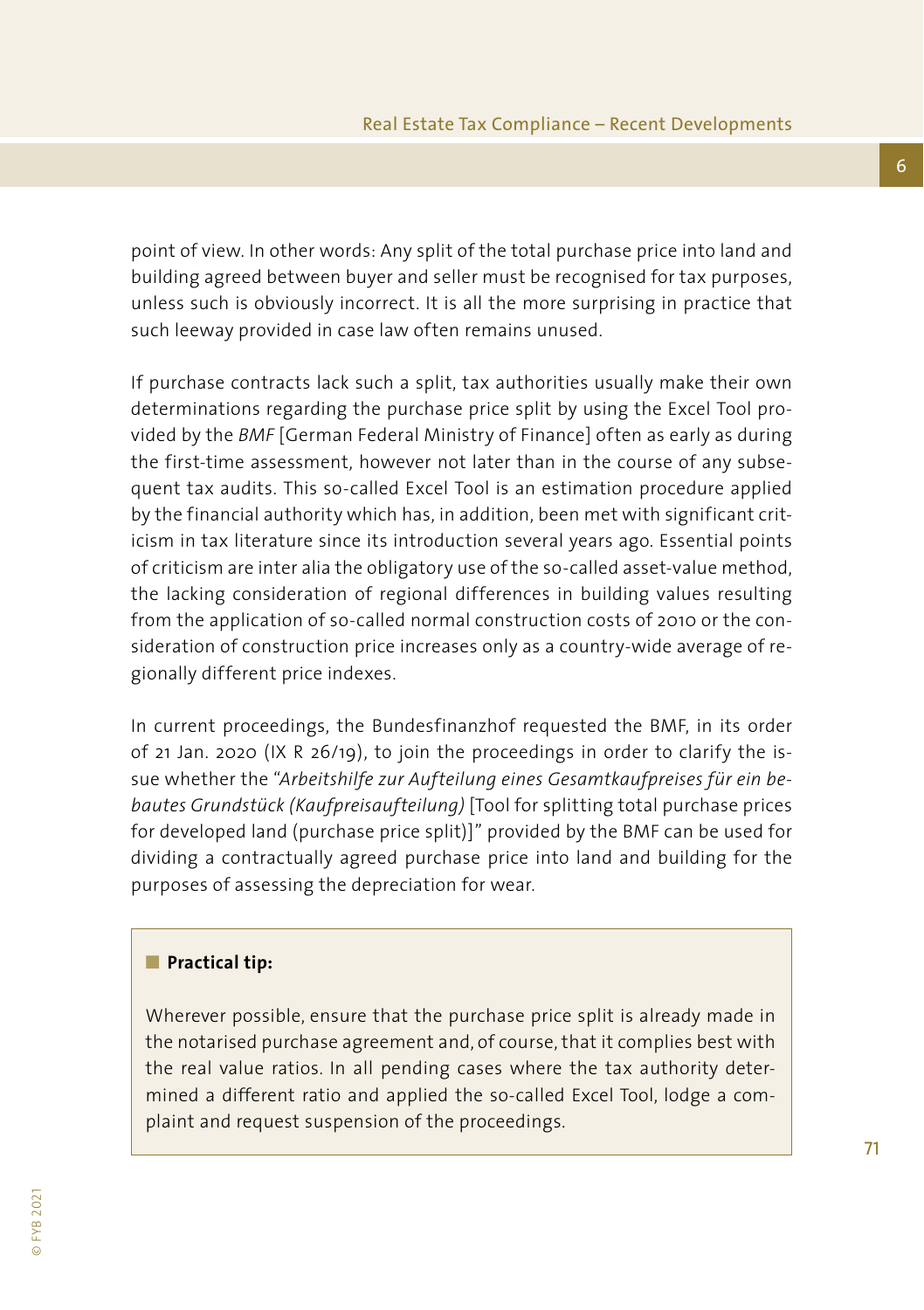point of view. In other words: Any split of the total purchase price into land and building agreed between buyer and seller must be recognised for tax purposes, unless such is obviously incorrect. It is all the more surprising in practice that such leeway provided in case law often remains unused.

If purchase contracts lack such a split, tax authorities usually make their own determinations regarding the purchase price split by using the Excel Tool provided by the *BMF* [German Federal Ministry of Finance] often as early as during the first-time assessment, however not later than in the course of any subsequent tax audits. This so-called Excel Tool is an estimation procedure applied by the financial authority which has, in addition, been met with significant criticism in tax literature since its introduction several years ago. Essential points of criticism are inter alia the obligatory use of the so-called asset-value method, the lacking consideration of regional differences in building values resulting from the application of so-called normal construction costs of 2010 or the consideration of construction price increases only as a country-wide average of regionally different price indexes.

In current proceedings, the Bundesfinanzhof requested the BMF, in its order of 21 Jan. 2020 (IX R 26/19), to join the proceedings in order to clarify the issue whether the "*Arbeitshilfe zur Aufteilung eines Gesamtkaufpreises für ein bebautes Grundstück (Kaufpreisaufteilung)* [Tool for splitting total purchase prices for developed land (purchase price split)]" provided by the BMF can be used for dividing a contractually agreed purchase price into land and building for the purposes of assessing the depreciation for wear.

**Practical tip:**

Wherever possible, ensure that the purchase price split is already made in the notarised purchase agreement and, of course, that it complies best with the real value ratios. In all pending cases where the tax authority determined a different ratio and applied the so-called Excel Tool, lodge a complaint and request suspension of the proceedings.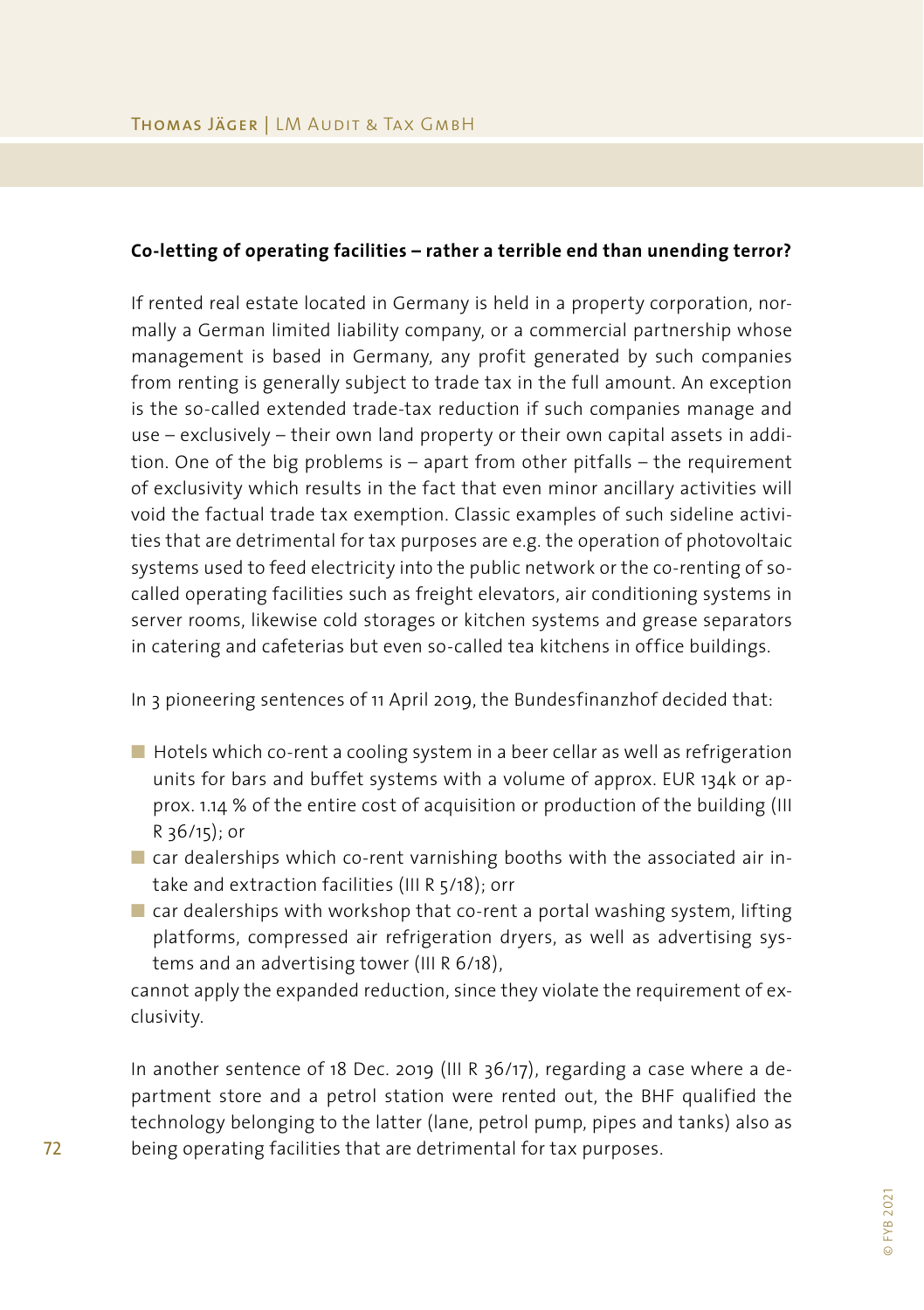**Co-letting of operating facilities – rather a terrible end than unending terror?**

If rented real estate located in Germany is held in a property corporation, normally a German limited liability company, or a commercial partnership whose management is based in Germany, any profit generated by such companies from renting is generally subject to trade tax in the full amount. An exception is the so-called extended trade-tax reduction if such companies manage and use – exclusively – their own land property or their own capital assets in addition. One of the big problems is – apart from other pitfalls – the requirement of exclusivity which results in the fact that even minor ancillary activities will void the factual trade tax exemption. Classic examples of such sideline activities that are detrimental for tax purposes are e.g. the operation of photovoltaic systems used to feed electricity into the public network or the co-renting of so-called operating facilities such as freight elevators, air conditioning systems in server rooms, likewise cold storages or kitchen systems and grease separators in catering and cafeterias but even so-called tea kitchens in office buildings.

In 3 pioneering sentences of 11 April 2019, the Bundesfinanzhof decided that:

- Hotels which co-rent a cooling system in a beer cellar as well as refrigeration units for bars and buffet systems with a volume of approx. EUR 134k or approx. 1.14 % of the entire cost of acquisition or production of the building (III R 36/15); or
- car dealerships which co-rent varnishing booths with the associated air intake and extraction facilities (III R 5/18); orr
- car dealerships with workshop that co-rent a portal washing system, lifting platforms, compressed air refrigeration dryers, as well as advertising systems and an advertising tower (III R 6/18),

cannot apply the expanded reduction, since they violate the requirement of exclusivity.

In another sentence of 18 Dec. 2019 (III R 36/17), regarding a case where a department store and a petrol station were rented out, the BHF qualified the technology belonging to the latter (lane, petrol pump, pipes and tanks) also as being operating facilities that are detrimental for tax purposes.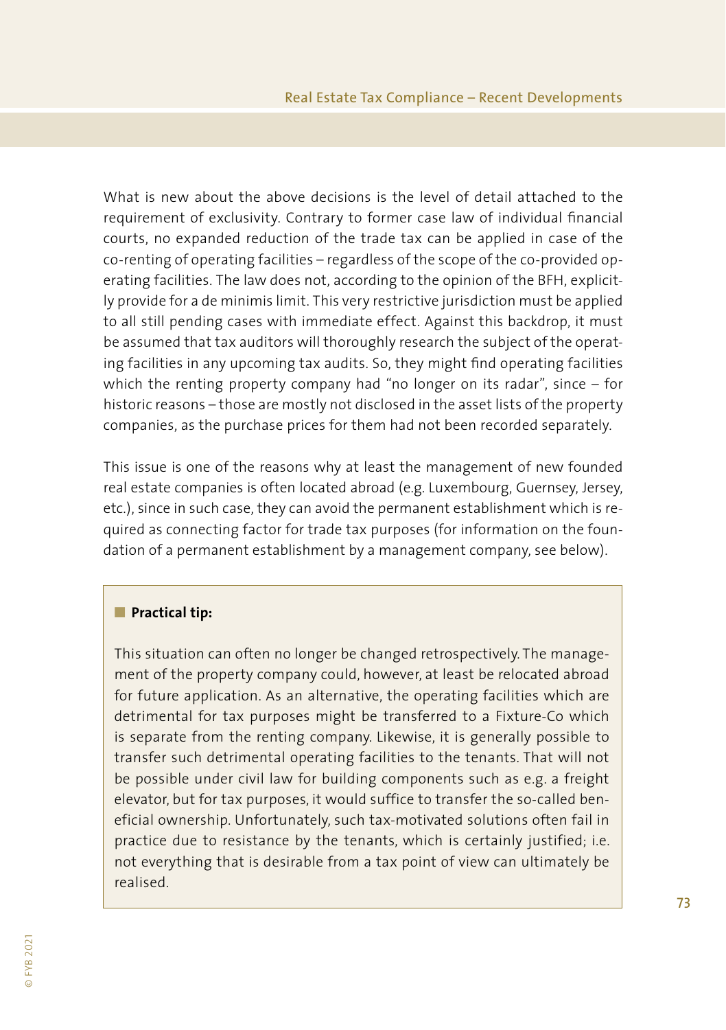What is new about the above decisions is the level of detail attached to the requirement of exclusivity. Contrary to former case law of individual financial courts, no expanded reduction of the trade tax can be applied in case of the co-renting of operating facilities – regardless of the scope of the co-provided operating facilities. The law does not, according to the opinion of the BFH, explicitly provide for a de minimis limit. This very restrictive jurisdiction must be applied to all still pending cases with immediate effect. Against this backdrop, it must be assumed that tax auditors will thoroughly research the subject of the operating facilities in any upcoming tax audits. So, they might find operating facilities which the renting property company had "no longer on its radar", since – for historic reasons – those are mostly not disclosed in the asset lists of the property companies, as the purchase prices for them had not been recorded separately.

This issue is one of the reasons why at least the management of new founded real estate companies is often located abroad (e.g. Luxembourg, Guernsey, Jersey, etc.), since in such case, they can avoid the permanent establishment which is required as connecting factor for trade tax purposes (for information on the foundation of a permanent establishment by a management company, see below).

> **Practical tip:**
>
> This situation can often no longer be changed retrospectively. The management of the property company could, however, at least be relocated abroad for future application. As an alternative, the operating facilities which are detrimental for tax purposes might be transferred to a Fixture-Co which is separate from the renting company. Likewise, it is generally possible to transfer such detrimental operating facilities to the tenants. That will not be possible under civil law for building components such as e.g. a freight elevator, but for tax purposes, it would suffice to transfer the so-called beneficial ownership. Unfortunately, such tax-motivated solutions often fail in practice due to resistance by the tenants, which is certainly justified; i.e. not everything that is desirable from a tax point of view can ultimately be realised.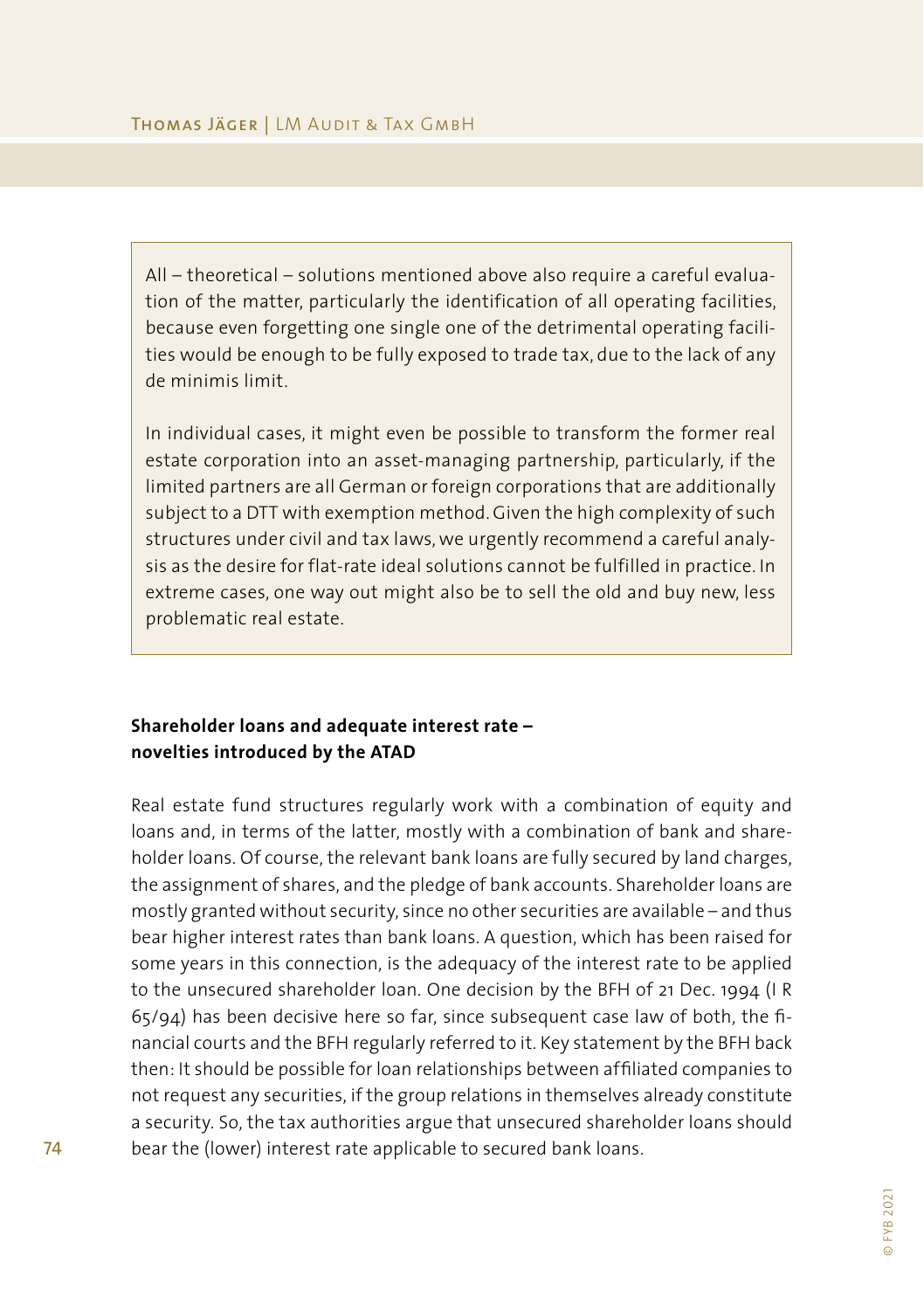All – theoretical – solutions mentioned above also require a careful evaluation of the matter, particularly the identification of all operating facilities, because even forgetting one single one of the detrimental operating facilities would be enough to be fully exposed to trade tax, due to the lack of any de minimis limit.

In individual cases, it might even be possible to transform the former real estate corporation into an asset-managing partnership, particularly, if the limited partners are all German or foreign corporations that are additionally subject to a DTT with exemption method. Given the high complexity of such structures under civil and tax laws, we urgently recommend a careful analysis as the desire for flat-rate ideal solutions cannot be fulfilled in practice. In extreme cases, one way out might also be to sell the old and buy new, less problematic real estate.

**Shareholder loans and adequate interest rate – novelties introduced by the ATAD**

Real estate fund structures regularly work with a combination of equity and loans and, in terms of the latter, mostly with a combination of bank and shareholder loans. Of course, the relevant bank loans are fully secured by land charges, the assignment of shares, and the pledge of bank accounts. Shareholder loans are mostly granted without security, since no other securities are available – and thus bear higher interest rates than bank loans. A question, which has been raised for some years in this connection, is the adequacy of the interest rate to be applied to the unsecured shareholder loan. One decision by the BFH of 21 Dec. 1994 (I R 65/94) has been decisive here so far, since subsequent case law of both, the financial courts and the BFH regularly referred to it. Key statement by the BFH back then: It should be possible for loan relationships between affiliated companies to not request any securities, if the group relations in themselves already constitute a security. So, the tax authorities argue that unsecured shareholder loans should bear the (lower) interest rate applicable to secured bank loans.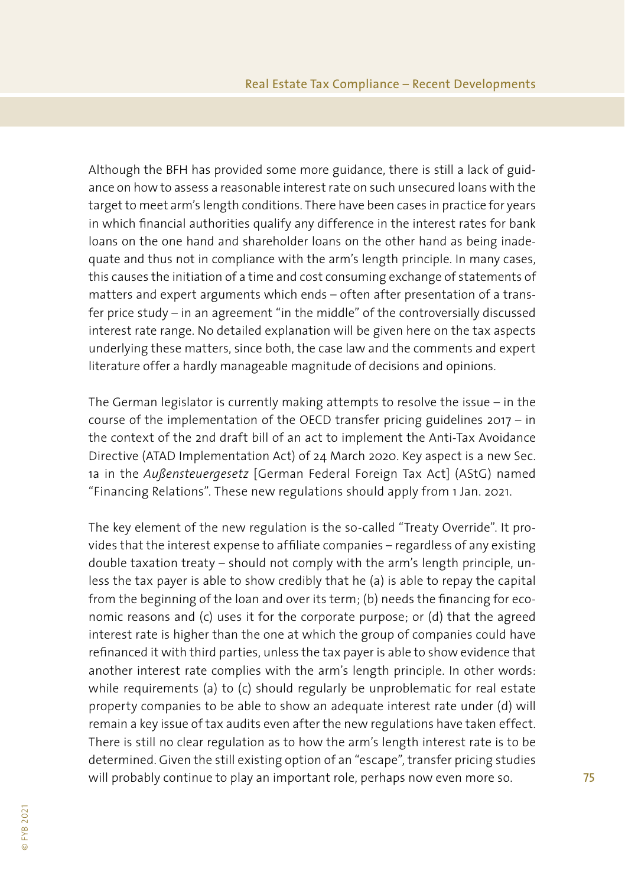Although the BFH has provided some more guidance, there is still a lack of guidance on how to assess a reasonable interest rate on such unsecured loans with the target to meet arm's length conditions. There have been cases in practice for years in which financial authorities qualify any difference in the interest rates for bank loans on the one hand and shareholder loans on the other hand as being inadequate and thus not in compliance with the arm's length principle. In many cases, this causes the initiation of a time and cost consuming exchange of statements of matters and expert arguments which ends – often after presentation of a transfer price study – in an agreement "in the middle" of the controversially discussed interest rate range. No detailed explanation will be given here on the tax aspects underlying these matters, since both, the case law and the comments and expert literature offer a hardly manageable magnitude of decisions and opinions.

The German legislator is currently making attempts to resolve the issue – in the course of the implementation of the OECD transfer pricing guidelines 2017 – in the context of the 2nd draft bill of an act to implement the Anti-Tax Avoidance Directive (ATAD Implementation Act) of 24 March 2020. Key aspect is a new Sec. 1a in the *Außensteuergesetz* [German Federal Foreign Tax Act] (AStG) named "Financing Relations". These new regulations should apply from 1 Jan. 2021.

The key element of the new regulation is the so-called "Treaty Override". It provides that the interest expense to affiliate companies – regardless of any existing double taxation treaty – should not comply with the arm's length principle, unless the tax payer is able to show credibly that he (a) is able to repay the capital from the beginning of the loan and over its term; (b) needs the financing for economic reasons and (c) uses it for the corporate purpose; or (d) that the agreed interest rate is higher than the one at which the group of companies could have refinanced it with third parties, unless the tax payer is able to show evidence that another interest rate complies with the arm's length principle. In other words: while requirements (a) to (c) should regularly be unproblematic for real estate property companies to be able to show an adequate interest rate under (d) will remain a key issue of tax audits even after the new regulations have taken effect. There is still no clear regulation as to how the arm's length interest rate is to be determined. Given the still existing option of an "escape", transfer pricing studies will probably continue to play an important role, perhaps now even more so.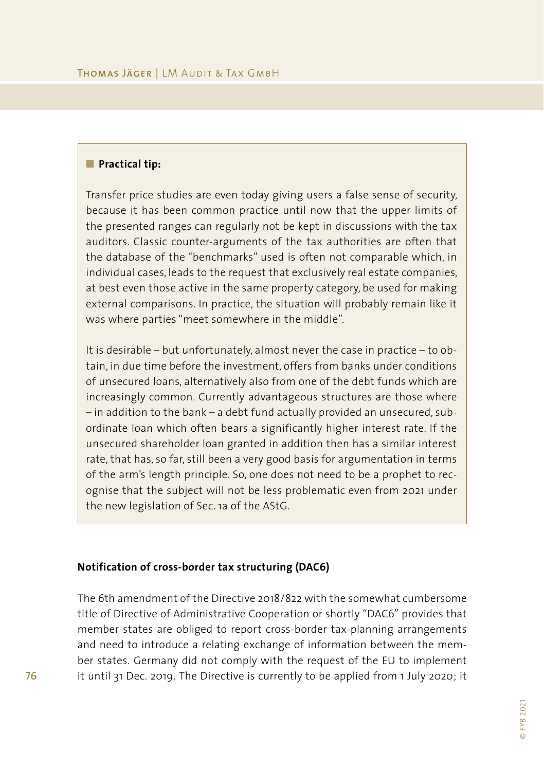■ **Practical tip:**

Transfer price studies are even today giving users a false sense of security, because it has been common practice until now that the upper limits of the presented ranges can regularly not be kept in discussions with the tax auditors. Classic counter-arguments of the tax authorities are often that the database of the "benchmarks" used is often not comparable which, in individual cases, leads to the request that exclusively real estate companies, at best even those active in the same property category, be used for making external comparisons. In practice, the situation will probably remain like it was where parties "meet somewhere in the middle".

It is desirable – but unfortunately, almost never the case in practice – to obtain, in due time before the investment, offers from banks under conditions of unsecured loans, alternatively also from one of the debt funds which are increasingly common. Currently advantageous structures are those where – in addition to the bank – a debt fund actually provided an unsecured, subordinate loan which often bears a significantly higher interest rate. If the unsecured shareholder loan granted in addition then has a similar interest rate, that has, so far, still been a very good basis for argumentation in terms of the arm's length principle. So, one does not need to be a prophet to recognise that the subject will not be less problematic even from 2021 under the new legislation of Sec. 1a of the AStG.

**Notification of cross-border tax structuring (DAC6)**

The 6th amendment of the Directive 2018/822 with the somewhat cumbersome title of Directive of Administrative Cooperation or shortly "DAC6" provides that member states are obliged to report cross-border tax-planning arrangements and need to introduce a relating exchange of information between the member states. Germany did not comply with the request of the EU to implement it until 31 Dec. 2019. The Directive is currently to be applied from 1 July 2020; it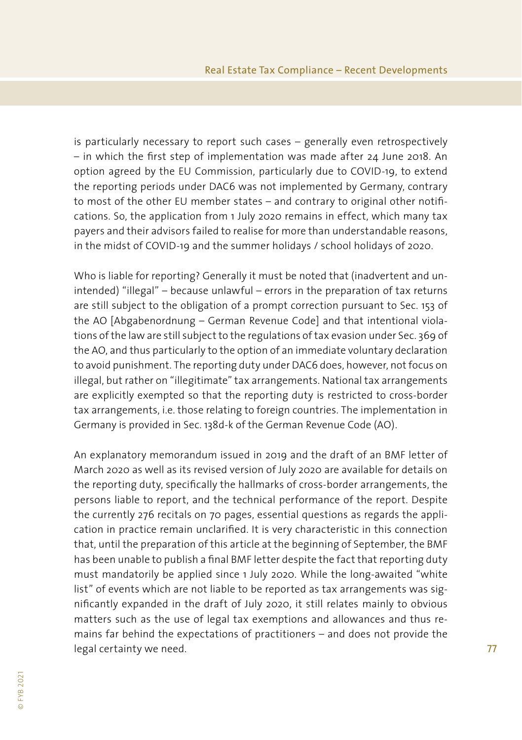is particularly necessary to report such cases – generally even retrospectively – in which the first step of implementation was made after 24 June 2018. An option agreed by the EU Commission, particularly due to COVID-19, to extend the reporting periods under DAC6 was not implemented by Germany, contrary to most of the other EU member states – and contrary to original other notifications. So, the application from 1 July 2020 remains in effect, which many tax payers and their advisors failed to realise for more than understandable reasons, in the midst of COVID-19 and the summer holidays / school holidays of 2020.

Who is liable for reporting? Generally it must be noted that (inadvertent and unintended) "illegal" – because unlawful – errors in the preparation of tax returns are still subject to the obligation of a prompt correction pursuant to Sec. 153 of the AO [Abgabenordnung – German Revenue Code] and that intentional violations of the law are still subject to the regulations of tax evasion under Sec. 369 of the AO, and thus particularly to the option of an immediate voluntary declaration to avoid punishment. The reporting duty under DAC6 does, however, not focus on illegal, but rather on "illegitimate" tax arrangements. National tax arrangements are explicitly exempted so that the reporting duty is restricted to cross-border tax arrangements, i.e. those relating to foreign countries. The implementation in Germany is provided in Sec. 138d-k of the German Revenue Code (AO).

An explanatory memorandum issued in 2019 and the draft of an BMF letter of March 2020 as well as its revised version of July 2020 are available for details on the reporting duty, specifically the hallmarks of cross-border arrangements, the persons liable to report, and the technical performance of the report. Despite the currently 276 recitals on 70 pages, essential questions as regards the application in practice remain unclarified. It is very characteristic in this connection that, until the preparation of this article at the beginning of September, the BMF has been unable to publish a final BMF letter despite the fact that reporting duty must mandatorily be applied since 1 July 2020. While the long-awaited "white list" of events which are not liable to be reported as tax arrangements was significantly expanded in the draft of July 2020, it still relates mainly to obvious matters such as the use of legal tax exemptions and allowances and thus remains far behind the expectations of practitioners – and does not provide the legal certainty we need.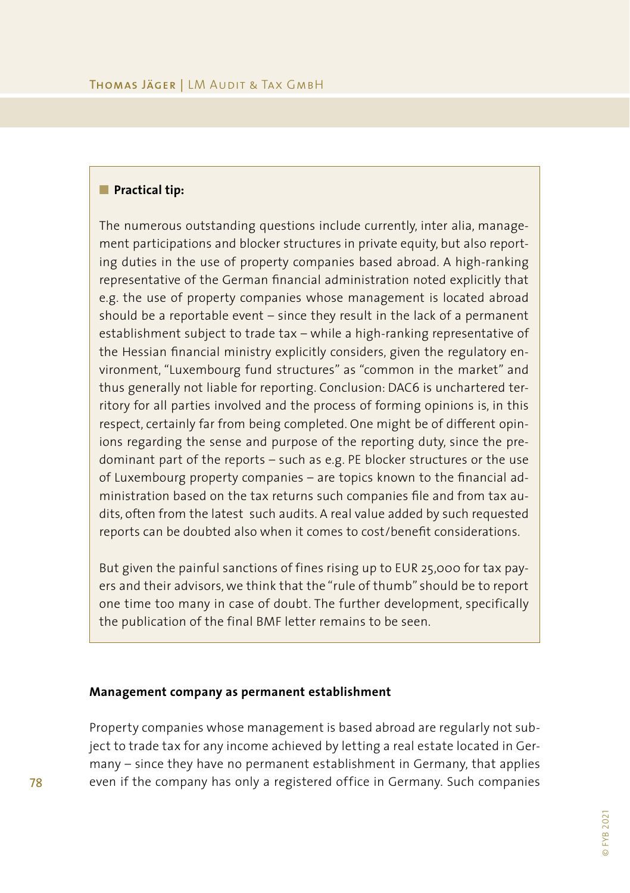**Practical tip:**

The numerous outstanding questions include currently, inter alia, management participations and blocker structures in private equity, but also reporting duties in the use of property companies based abroad. A high-ranking representative of the German financial administration noted explicitly that e.g. the use of property companies whose management is located abroad should be a reportable event – since they result in the lack of a permanent establishment subject to trade tax – while a high-ranking representative of the Hessian financial ministry explicitly considers, given the regulatory environment, "Luxembourg fund structures" as "common in the market" and thus generally not liable for reporting. Conclusion: DAC6 is unchartered territory for all parties involved and the process of forming opinions is, in this respect, certainly far from being completed. One might be of different opinions regarding the sense and purpose of the reporting duty, since the predominant part of the reports – such as e.g. PE blocker structures or the use of Luxembourg property companies – are topics known to the financial administration based on the tax returns such companies file and from tax audits, often from the latest such audits. A real value added by such requested reports can be doubted also when it comes to cost/benefit considerations.

But given the painful sanctions of fines rising up to EUR 25,000 for tax payers and their advisors, we think that the "rule of thumb" should be to report one time too many in case of doubt. The further development, specifically the publication of the final BMF letter remains to be seen.

#### Management company as permanent establishment

Property companies whose management is based abroad are regularly not subject to trade tax for any income achieved by letting a real estate located in Germany – since they have no permanent establishment in Germany, that applies even if the company has only a registered office in Germany. Such companies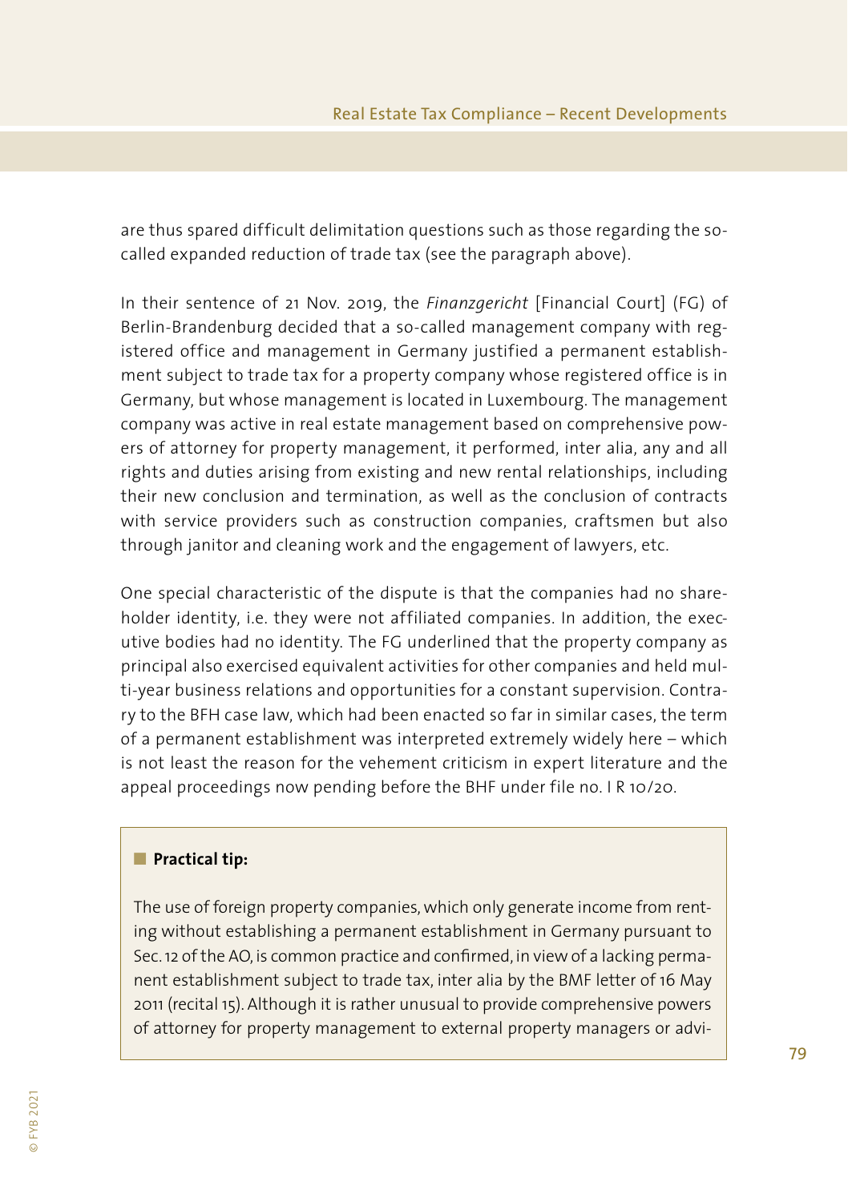are thus spared difficult delimitation questions such as those regarding the so-called expanded reduction of trade tax (see the paragraph above).

In their sentence of 21 Nov. 2019, the *Finanzgericht* [Financial Court] (FG) of Berlin-Brandenburg decided that a so-called management company with registered office and management in Germany justified a permanent establishment subject to trade tax for a property company whose registered office is in Germany, but whose management is located in Luxembourg. The management company was active in real estate management based on comprehensive powers of attorney for property management, it performed, inter alia, any and all rights and duties arising from existing and new rental relationships, including their new conclusion and termination, as well as the conclusion of contracts with service providers such as construction companies, craftsmen but also through janitor and cleaning work and the engagement of lawyers, etc.

One special characteristic of the dispute is that the companies had no shareholder identity, i.e. they were not affiliated companies. In addition, the executive bodies had no identity. The FG underlined that the property company as principal also exercised equivalent activities for other companies and held multi-year business relations and opportunities for a constant supervision. Contrary to the BFH case law, which had been enacted so far in similar cases, the term of a permanent establishment was interpreted extremely widely here – which is not least the reason for the vehement criticism in expert literature and the appeal proceedings now pending before the BHF under file no. I R 10/20.

**Practical tip:**

The use of foreign property companies, which only generate income from renting without establishing a permanent establishment in Germany pursuant to Sec. 12 of the AO, is common practice and confirmed, in view of a lacking permanent establishment subject to trade tax, inter alia by the BMF letter of 16 May 2011 (recital 15). Although it is rather unusual to provide comprehensive powers of attorney for property management to external property managers or advi-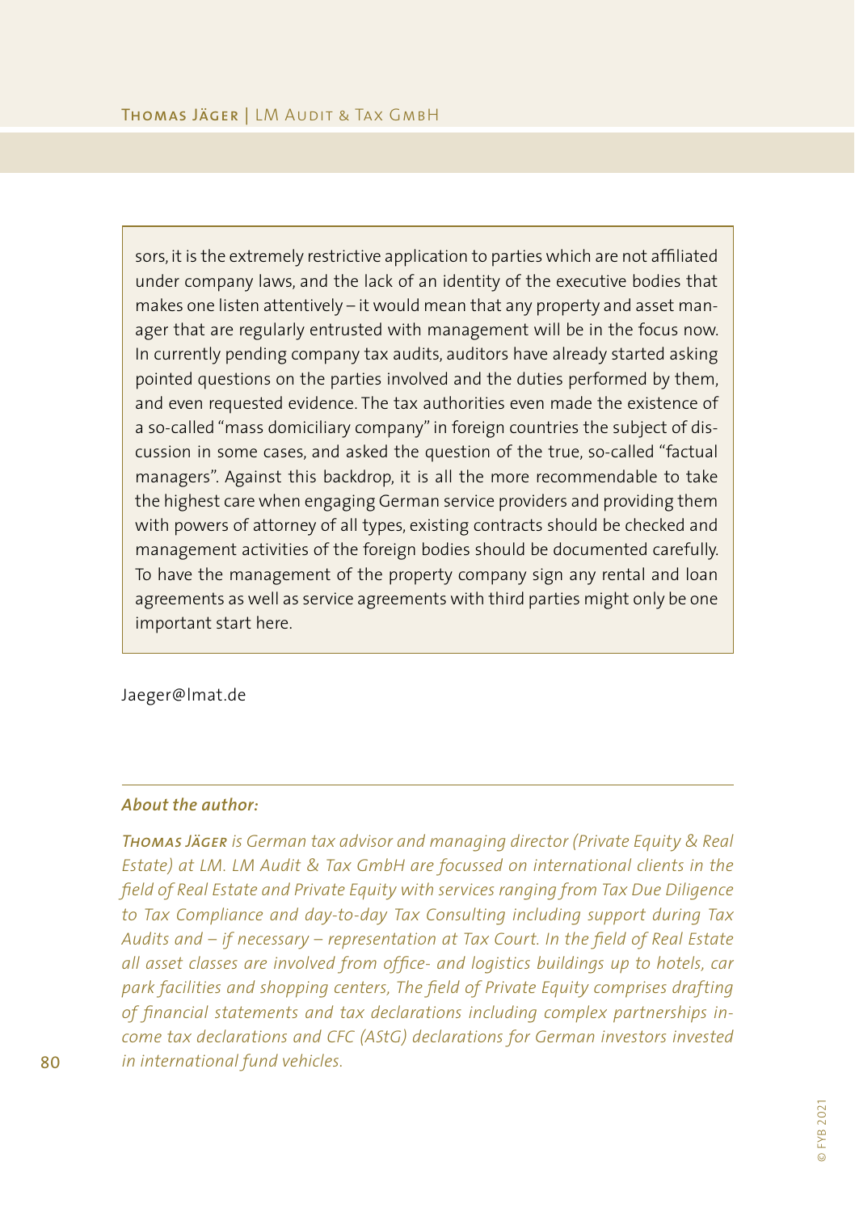sors, it is the extremely restrictive application to parties which are not affiliated under company laws, and the lack of an identity of the executive bodies that makes one listen attentively – it would mean that any property and asset manager that are regularly entrusted with management will be in the focus now. In currently pending company tax audits, auditors have already started asking pointed questions on the parties involved and the duties performed by them, and even requested evidence. The tax authorities even made the existence of a so-called "mass domiciliary company" in foreign countries the subject of discussion in some cases, and asked the question of the true, so-called "factual managers". Against this backdrop, it is all the more recommendable to take the highest care when engaging German service providers and providing them with powers of attorney of all types, existing contracts should be checked and management activities of the foreign bodies should be documented carefully. To have the management of the property company sign any rental and loan agreements as well as service agreements with third parties might only be one important start here.

Jaeger@lmat.de

***About the author:***

*THOMAS JÄGER is German tax advisor and managing director (Private Equity & Real Estate) at LM. LM Audit & Tax GmbH are focussed on international clients in the field of Real Estate and Private Equity with services ranging from Tax Due Diligence to Tax Compliance and day-to-day Tax Consulting including support during Tax Audits and – if necessary – representation at Tax Court. In the field of Real Estate all asset classes are involved from office- and logistics buildings up to hotels, car park facilities and shopping centers, The field of Private Equity comprises drafting of financial statements and tax declarations including complex partnerships income tax declarations and CFC (AStG) declarations for German investors invested in international fund vehicles.*